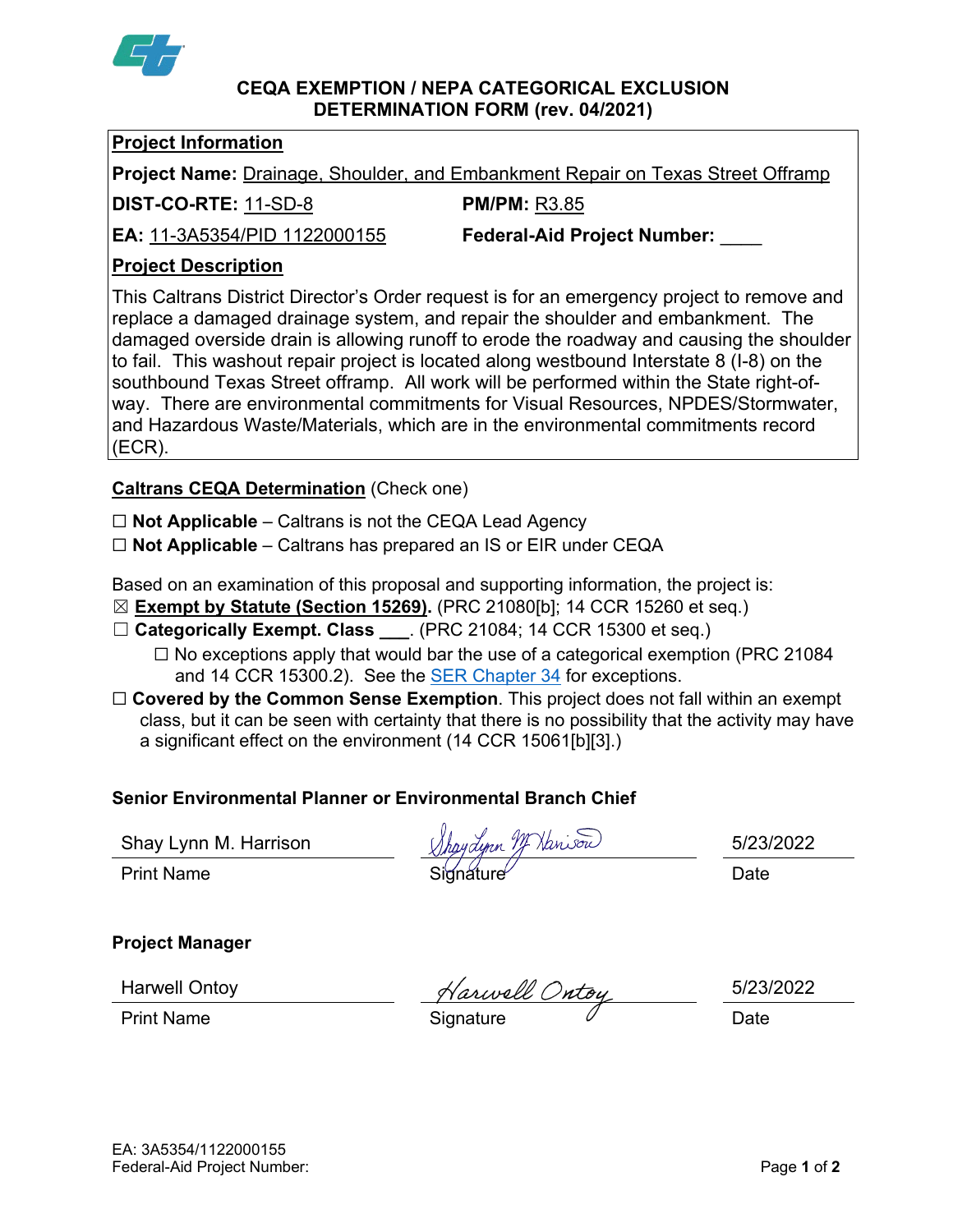# CEQA EXEMPTION / NEPA CATEGORICAL EXCLUSION DETERMINATION FORM (rev. 04/2021)

## Project Information

**Project Name:** Drainage, Shoulder, and Embankment Repair on Texas Street Offramp

**DIST-CO-RTE:** 11-SD-8 **PM/PM:** R3.85

**EA:** 11-3A5354/PID 1122000155 **Federal-Aid Project Number:** ____

## Project Description

This Caltrans District Director's Order request is for an emergency project to remove and replace a damaged drainage system, and repair the shoulder and embankment. The damaged overside drain is allowing runoff to erode the roadway and causing the shoulder to fail. This washout repair project is located along westbound Interstate 8 (I-8) on the southbound Texas Street offramp. All work will be performed within the State right-of-way. There are environmental commitments for Visual Resources, NPDES/Stormwater, and Hazardous Waste/Materials, which are in the environmental commitments record (ECR).

## Caltrans CEQA Determination (Check one)

☐ **Not Applicable** – Caltrans is not the CEQA Lead Agency

☐ **Not Applicable** – Caltrans has prepared an IS or EIR under CEQA

Based on an examination of this proposal and supporting information, the project is:

☒ **Exempt by Statute (Section 15269).** (PRC 21080[b]; 14 CCR 15260 et seq.)

☐ **Categorically Exempt. Class ___**. (PRC 21084; 14 CCR 15300 et seq.)

- ☐ No exceptions apply that would bar the use of a categorical exemption (PRC 21084 and 14 CCR 15300.2). See the SER Chapter 34 for exceptions.

☐ **Covered by the Common Sense Exemption**. This project does not fall within an exempt class, but it can be seen with certainty that there is no possibility that the activity may have a significant effect on the environment (14 CCR 15061[b][3].)

### Senior Environmental Planner or Environmental Branch Chief

| Shay Lynn M. Harrison | Shay Lynn M Harrison | 5/23/2022 |
|---|---|---|
| Print Name | Signature | Date |

### Project Manager

| Harwell Ontoy | Harwell Ontoy | 5/23/2022 |
|---|---|---|
| Print Name | Signature | Date |

EA: 3A5354/1122000155
Federal-Aid Project Number: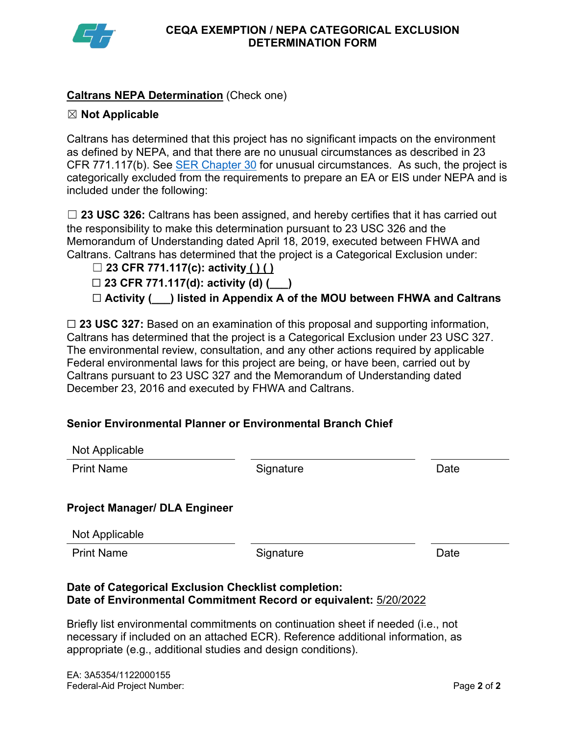**Caltrans NEPA Determination** (Check one)

☒ **Not Applicable**

Caltrans has determined that this project has no significant impacts on the environment as defined by NEPA, and that there are no unusual circumstances as described in 23 CFR 771.117(b). See SER Chapter 30 for unusual circumstances. As such, the project is categorically excluded from the requirements to prepare an EA or EIS under NEPA and is included under the following:

☐ **23 USC 326:** Caltrans has been assigned, and hereby certifies that it has carried out the responsibility to make this determination pursuant to 23 USC 326 and the Memorandum of Understanding dated April 18, 2019, executed between FHWA and Caltrans. Caltrans has determined that the project is a Categorical Exclusion under:

- ☐ **23 CFR 771.117(c): activity ( ) ( )**
- ☐ **23 CFR 771.117(d): activity (d) (___)**
- ☐ **Activity (___) listed in Appendix A of the MOU between FHWA and Caltrans**

☐ **23 USC 327:** Based on an examination of this proposal and supporting information, Caltrans has determined that the project is a Categorical Exclusion under 23 USC 327. The environmental review, consultation, and any other actions required by applicable Federal environmental laws for this project are being, or have been, carried out by Caltrans pursuant to 23 USC 327 and the Memorandum of Understanding dated December 23, 2016 and executed by FHWA and Caltrans.

**Senior Environmental Planner or Environmental Branch Chief**

| Not Applicable | | |
|---|---|---|
| Print Name | Signature | Date |

**Project Manager/ DLA Engineer**

| Not Applicable | | |
|---|---|---|
| Print Name | Signature | Date |

**Date of Categorical Exclusion Checklist completion:**
**Date of Environmental Commitment Record or equivalent:** 5/20/2022

Briefly list environmental commitments on continuation sheet if needed (i.e., not necessary if included on an attached ECR). Reference additional information, as appropriate (e.g., additional studies and design conditions).

EA: 3A5354/1122000155
Federal-Aid Project Number: